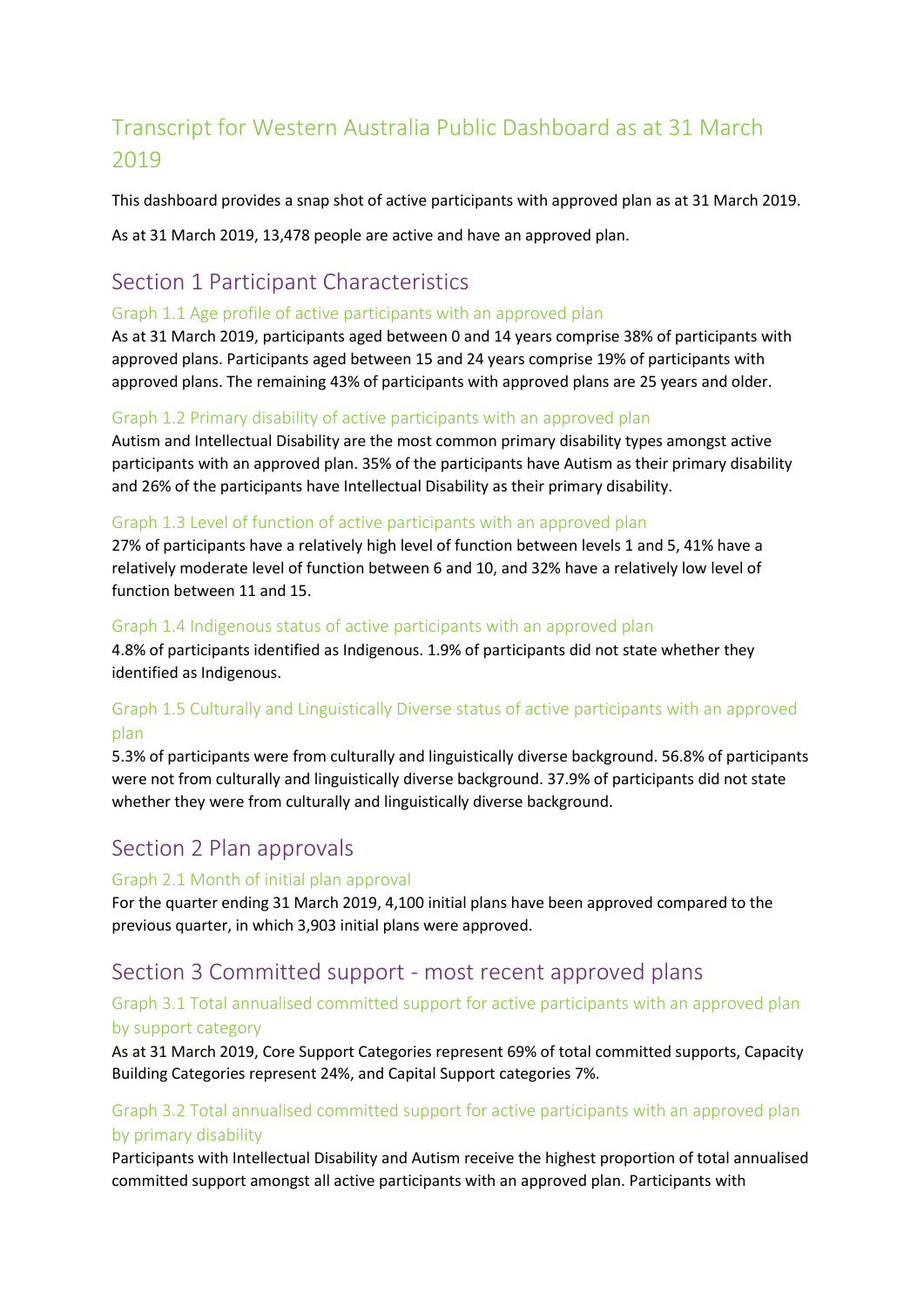# Transcript for Western Australia Public Dashboard as at 31 March 2019

This dashboard provides a snap shot of active participants with approved plan as at 31 March 2019.

As at 31 March 2019, 13,478 people are active and have an approved plan.

## Section 1 Participant Characteristics

### Graph 1.1 Age profile of active participants with an approved plan

As at 31 March 2019, participants aged between 0 and 14 years comprise 38% of participants with approved plans. Participants aged between 15 and 24 years comprise 19% of participants with approved plans. The remaining 43% of participants with approved plans are 25 years and older.

### Graph 1.2 Primary disability of active participants with an approved plan

Autism and Intellectual Disability are the most common primary disability types amongst active participants with an approved plan. 35% of the participants have Autism as their primary disability and 26% of the participants have Intellectual Disability as their primary disability.

### Graph 1.3 Level of function of active participants with an approved plan

27% of participants have a relatively high level of function between levels 1 and 5, 41% have a relatively moderate level of function between 6 and 10, and 32% have a relatively low level of function between 11 and 15.

### Graph 1.4 Indigenous status of active participants with an approved plan

4.8% of participants identified as Indigenous. 1.9% of participants did not state whether they identified as Indigenous.

### Graph 1.5 Culturally and Linguistically Diverse status of active participants with an approved plan

5.3% of participants were from culturally and linguistically diverse background. 56.8% of participants were not from culturally and linguistically diverse background. 37.9% of participants did not state whether they were from culturally and linguistically diverse background.

## Section 2 Plan approvals

### Graph 2.1 Month of initial plan approval

For the quarter ending 31 March 2019, 4,100 initial plans have been approved compared to the previous quarter, in which 3,903 initial plans were approved.

## Section 3 Committed support - most recent approved plans

### Graph 3.1 Total annualised committed support for active participants with an approved plan by support category

As at 31 March 2019, Core Support Categories represent 69% of total committed supports, Capacity Building Categories represent 24%, and Capital Support categories 7%.

### Graph 3.2 Total annualised committed support for active participants with an approved plan by primary disability

Participants with Intellectual Disability and Autism receive the highest proportion of total annualised committed support amongst all active participants with an approved plan. Participants with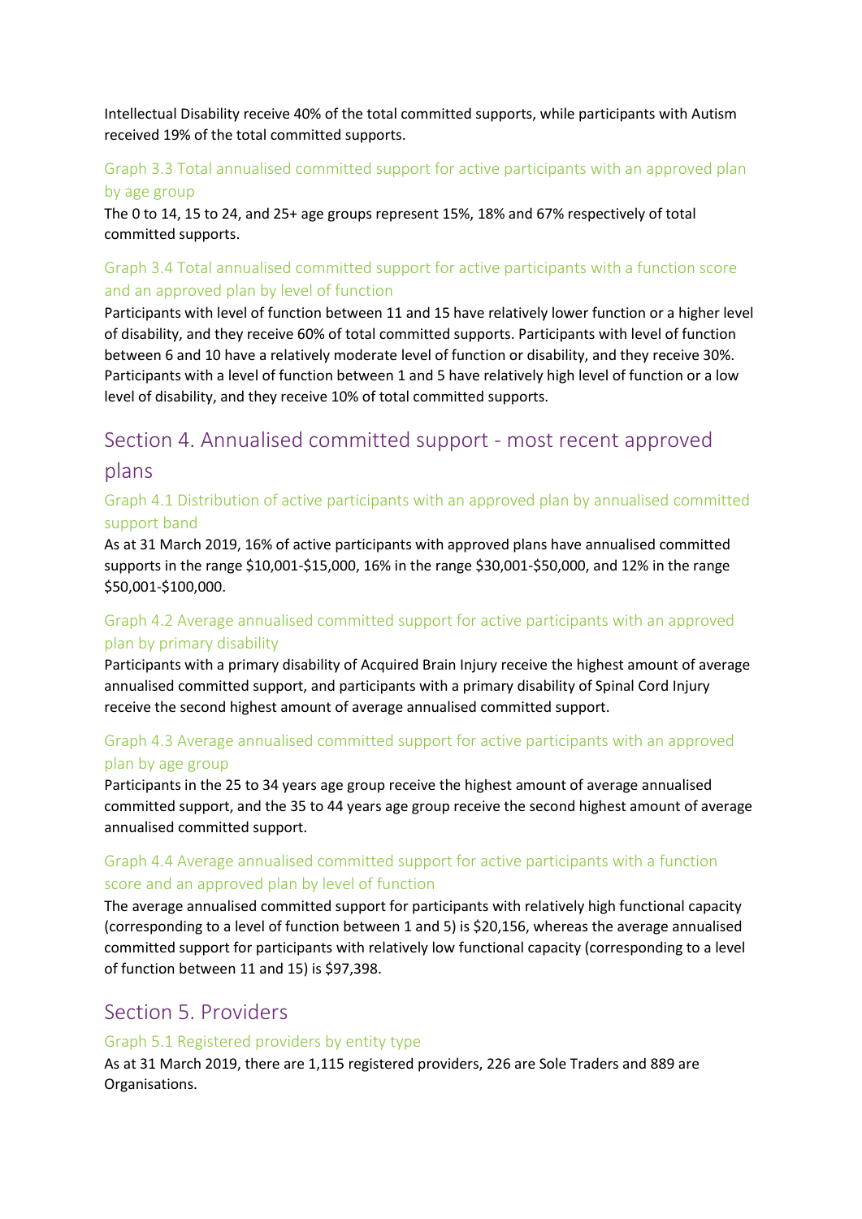Intellectual Disability receive 40% of the total committed supports, while participants with Autism received 19% of the total committed supports.

### Graph 3.3 Total annualised committed support for active participants with an approved plan by age group

The 0 to 14, 15 to 24, and 25+ age groups represent 15%, 18% and 67% respectively of total committed supports.

### Graph 3.4 Total annualised committed support for active participants with a function score and an approved plan by level of function

Participants with level of function between 11 and 15 have relatively lower function or a higher level of disability, and they receive 60% of total committed supports. Participants with level of function between 6 and 10 have a relatively moderate level of function or disability, and they receive 30%. Participants with a level of function between 1 and 5 have relatively high level of function or a low level of disability, and they receive 10% of total committed supports.

## Section 4. Annualised committed support - most recent approved plans

### Graph 4.1 Distribution of active participants with an approved plan by annualised committed support band

As at 31 March 2019, 16% of active participants with approved plans have annualised committed supports in the range $10,001-$15,000, 16% in the range $30,001-$50,000, and 12% in the range $50,001-$100,000.

### Graph 4.2 Average annualised committed support for active participants with an approved plan by primary disability

Participants with a primary disability of Acquired Brain Injury receive the highest amount of average annualised committed support, and participants with a primary disability of Spinal Cord Injury receive the second highest amount of average annualised committed support.

### Graph 4.3 Average annualised committed support for active participants with an approved plan by age group

Participants in the 25 to 34 years age group receive the highest amount of average annualised committed support, and the 35 to 44 years age group receive the second highest amount of average annualised committed support.

### Graph 4.4 Average annualised committed support for active participants with a function score and an approved plan by level of function

The average annualised committed support for participants with relatively high functional capacity (corresponding to a level of function between 1 and 5) is $20,156, whereas the average annualised committed support for participants with relatively low functional capacity (corresponding to a level of function between 11 and 15) is $97,398.

## Section 5. Providers

### Graph 5.1 Registered providers by entity type

As at 31 March 2019, there are 1,115 registered providers, 226 are Sole Traders and 889 are Organisations.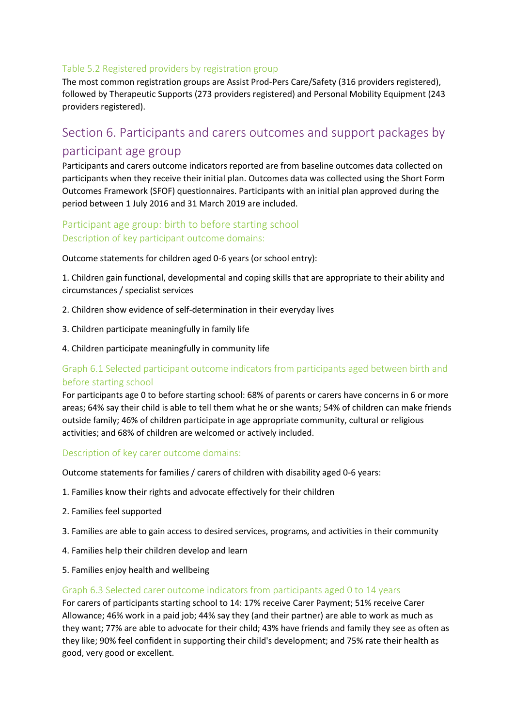### Table 5.2 Registered providers by registration group

The most common registration groups are Assist Prod-Pers Care/Safety (316 providers registered), followed by Therapeutic Supports (273 providers registered) and Personal Mobility Equipment (243 providers registered).

## Section 6. Participants and carers outcomes and support packages by participant age group

Participants and carers outcome indicators reported are from baseline outcomes data collected on participants when they receive their initial plan. Outcomes data was collected using the Short Form Outcomes Framework (SFOF) questionnaires. Participants with an initial plan approved during the period between 1 July 2016 and 31 March 2019 are included.

### Participant age group: birth to before starting school

#### Description of key participant outcome domains:

Outcome statements for children aged 0-6 years (or school entry):

1. Children gain functional, developmental and coping skills that are appropriate to their ability and circumstances / specialist services
2. Children show evidence of self-determination in their everyday lives
3. Children participate meaningfully in family life
4. Children participate meaningfully in community life

#### Graph 6.1 Selected participant outcome indicators from participants aged between birth and before starting school

For participants age 0 to before starting school: 68% of parents or carers have concerns in 6 or more areas; 64% say their child is able to tell them what he or she wants; 54% of children can make friends outside family; 46% of children participate in age appropriate community, cultural or religious activities; and 68% of children are welcomed or actively included.

#### Description of key carer outcome domains:

Outcome statements for families / carers of children with disability aged 0-6 years:

1. Families know their rights and advocate effectively for their children
2. Families feel supported
3. Families are able to gain access to desired services, programs, and activities in their community
4. Families help their children develop and learn
5. Families enjoy health and wellbeing

#### Graph 6.3 Selected carer outcome indicators from participants aged 0 to 14 years

For carers of participants starting school to 14: 17% receive Carer Payment; 51% receive Carer Allowance; 46% work in a paid job; 44% say they (and their partner) are able to work as much as they want; 77% are able to advocate for their child; 43% have friends and family they see as often as they like; 90% feel confident in supporting their child's development; and 75% rate their health as good, very good or excellent.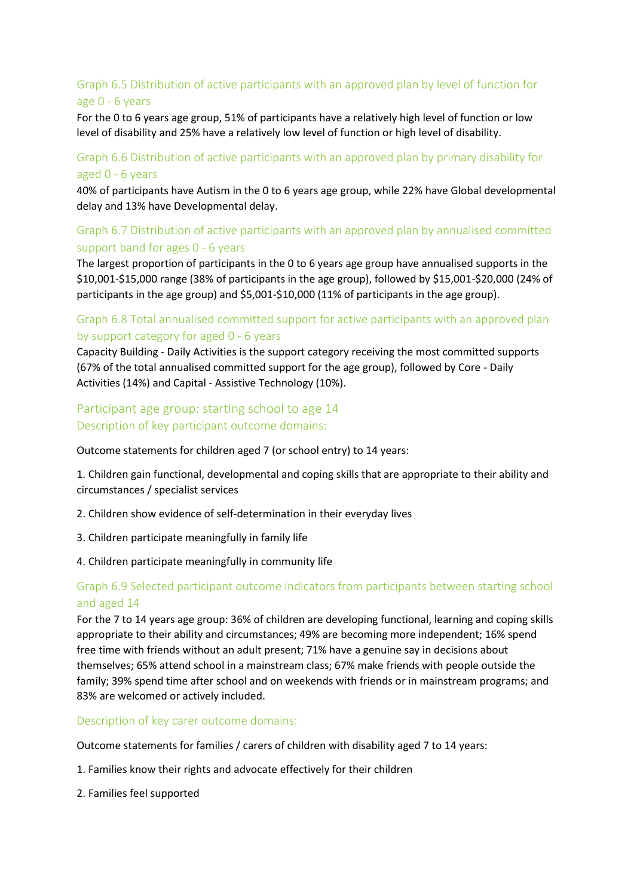### Graph 6.5 Distribution of active participants with an approved plan by level of function for age 0 - 6 years

For the 0 to 6 years age group, 51% of participants have a relatively high level of function or low level of disability and 25% have a relatively low level of function or high level of disability.

### Graph 6.6 Distribution of active participants with an approved plan by primary disability for aged 0 - 6 years

40% of participants have Autism in the 0 to 6 years age group, while 22% have Global developmental delay and 13% have Developmental delay.

### Graph 6.7 Distribution of active participants with an approved plan by annualised committed support band for ages 0 - 6 years

The largest proportion of participants in the 0 to 6 years age group have annualised supports in the $10,001-$15,000 range (38% of participants in the age group), followed by $15,001-$20,000 (24% of participants in the age group) and $5,001-$10,000 (11% of participants in the age group).

### Graph 6.8 Total annualised committed support for active participants with an approved plan by support category for aged 0 - 6 years

Capacity Building - Daily Activities is the support category receiving the most committed supports (67% of the total annualised committed support for the age group), followed by Core - Daily Activities (14%) and Capital - Assistive Technology (10%).

## Participant age group: starting school to age 14

### Description of key participant outcome domains:

Outcome statements for children aged 7 (or school entry) to 14 years:

1. Children gain functional, developmental and coping skills that are appropriate to their ability and circumstances / specialist services
2. Children show evidence of self-determination in their everyday lives
3. Children participate meaningfully in family life
4. Children participate meaningfully in community life

### Graph 6.9 Selected participant outcome indicators from participants between starting school and aged 14

For the 7 to 14 years age group: 36% of children are developing functional, learning and coping skills appropriate to their ability and circumstances; 49% are becoming more independent; 16% spend free time with friends without an adult present; 71% have a genuine say in decisions about themselves; 65% attend school in a mainstream class; 67% make friends with people outside the family; 39% spend time after school and on weekends with friends or in mainstream programs; and 83% are welcomed or actively included.

### Description of key carer outcome domains:

Outcome statements for families / carers of children with disability aged 7 to 14 years:

1. Families know their rights and advocate effectively for their children
2. Families feel supported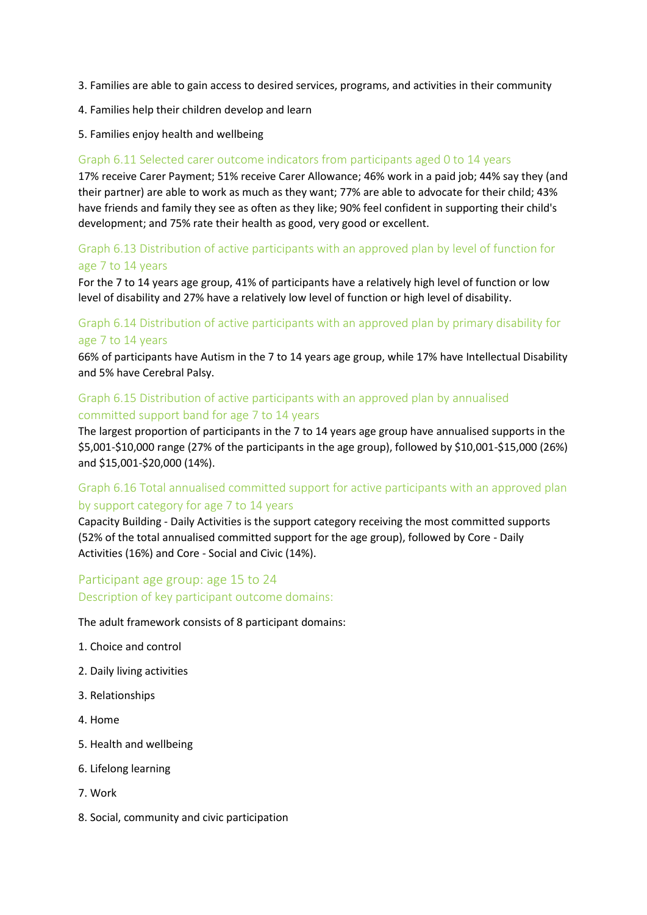3. Families are able to gain access to desired services, programs, and activities in their community

4. Families help their children develop and learn

5. Families enjoy health and wellbeing

### Graph 6.11 Selected carer outcome indicators from participants aged 0 to 14 years

17% receive Carer Payment; 51% receive Carer Allowance; 46% work in a paid job; 44% say they (and their partner) are able to work as much as they want; 77% are able to advocate for their child; 43% have friends and family they see as often as they like; 90% feel confident in supporting their child's development; and 75% rate their health as good, very good or excellent.

### Graph 6.13 Distribution of active participants with an approved plan by level of function for age 7 to 14 years

For the 7 to 14 years age group, 41% of participants have a relatively high level of function or low level of disability and 27% have a relatively low level of function or high level of disability.

### Graph 6.14 Distribution of active participants with an approved plan by primary disability for age 7 to 14 years

66% of participants have Autism in the 7 to 14 years age group, while 17% have Intellectual Disability and 5% have Cerebral Palsy.

### Graph 6.15 Distribution of active participants with an approved plan by annualised committed support band for age 7 to 14 years

The largest proportion of participants in the 7 to 14 years age group have annualised supports in the $5,001-$10,000 range (27% of the participants in the age group), followed by $10,001-$15,000 (26%) and $15,001-$20,000 (14%).

### Graph 6.16 Total annualised committed support for active participants with an approved plan by support category for age 7 to 14 years

Capacity Building - Daily Activities is the support category receiving the most committed supports (52% of the total annualised committed support for the age group), followed by Core - Daily Activities (16%) and Core - Social and Civic (14%).

## Participant age group: age 15 to 24

### Description of key participant outcome domains:

The adult framework consists of 8 participant domains:

1. Choice and control

2. Daily living activities

3. Relationships

4. Home

5. Health and wellbeing

6. Lifelong learning

7. Work

8. Social, community and civic participation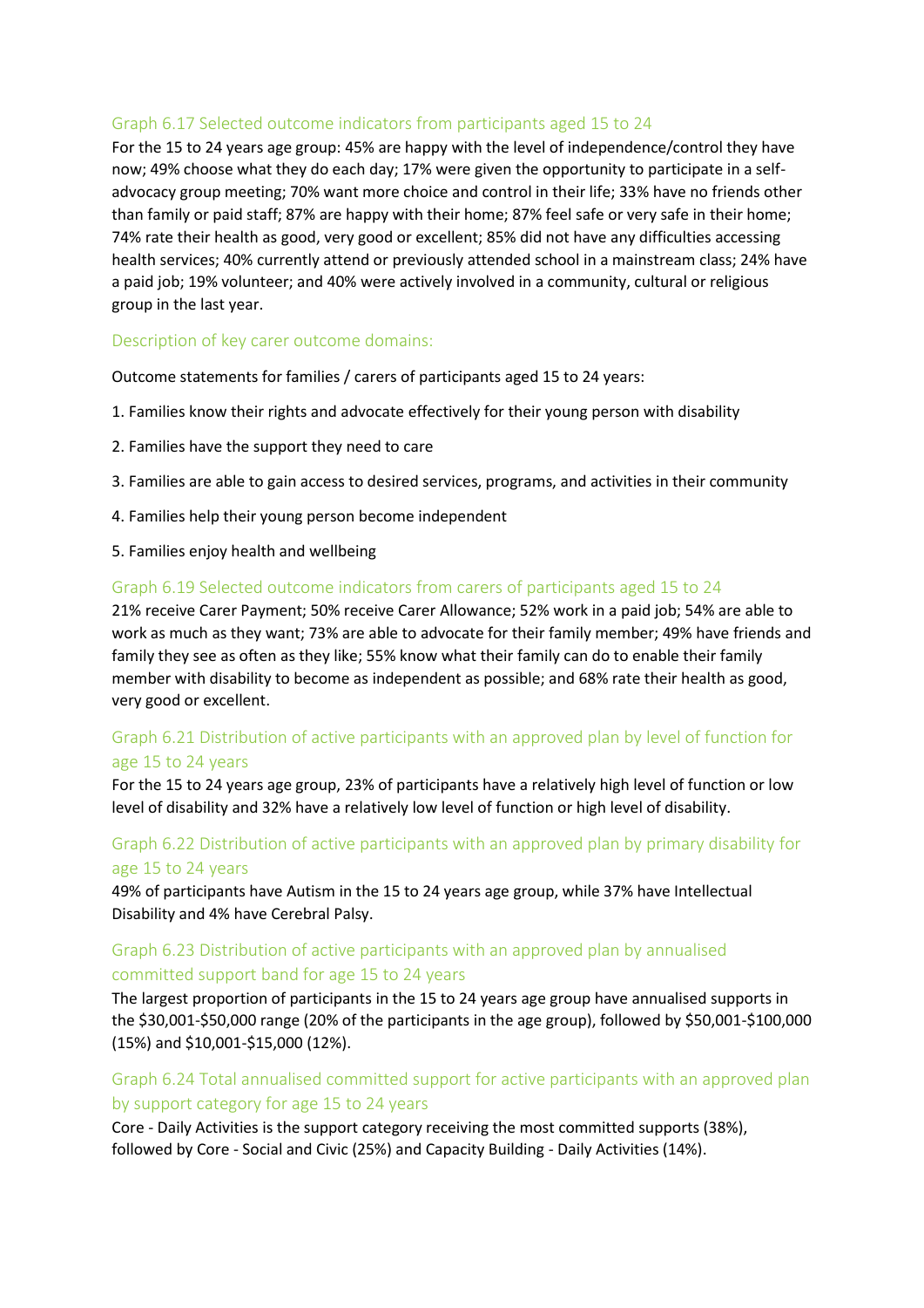### Graph 6.17 Selected outcome indicators from participants aged 15 to 24

For the 15 to 24 years age group: 45% are happy with the level of independence/control they have now; 49% choose what they do each day; 17% were given the opportunity to participate in a self-advocacy group meeting; 70% want more choice and control in their life; 33% have no friends other than family or paid staff; 87% are happy with their home; 87% feel safe or very safe in their home; 74% rate their health as good, very good or excellent; 85% did not have any difficulties accessing health services; 40% currently attend or previously attended school in a mainstream class; 24% have a paid job; 19% volunteer; and 40% were actively involved in a community, cultural or religious group in the last year.

### Description of key carer outcome domains:

Outcome statements for families / carers of participants aged 15 to 24 years:

1. Families know their rights and advocate effectively for their young person with disability

2. Families have the support they need to care

3. Families are able to gain access to desired services, programs, and activities in their community

4. Families help their young person become independent

5. Families enjoy health and wellbeing

### Graph 6.19 Selected outcome indicators from carers of participants aged 15 to 24

21% receive Carer Payment; 50% receive Carer Allowance; 52% work in a paid job; 54% are able to work as much as they want; 73% are able to advocate for their family member; 49% have friends and family they see as often as they like; 55% know what their family can do to enable their family member with disability to become as independent as possible; and 68% rate their health as good, very good or excellent.

### Graph 6.21 Distribution of active participants with an approved plan by level of function for age 15 to 24 years

For the 15 to 24 years age group, 23% of participants have a relatively high level of function or low level of disability and 32% have a relatively low level of function or high level of disability.

### Graph 6.22 Distribution of active participants with an approved plan by primary disability for age 15 to 24 years

49% of participants have Autism in the 15 to 24 years age group, while 37% have Intellectual Disability and 4% have Cerebral Palsy.

### Graph 6.23 Distribution of active participants with an approved plan by annualised committed support band for age 15 to 24 years

The largest proportion of participants in the 15 to 24 years age group have annualised supports in the $30,001-$50,000 range (20% of the participants in the age group), followed by $50,001-$100,000 (15%) and $10,001-$15,000 (12%).

### Graph 6.24 Total annualised committed support for active participants with an approved plan by support category for age 15 to 24 years

Core - Daily Activities is the support category receiving the most committed supports (38%), followed by Core - Social and Civic (25%) and Capacity Building - Daily Activities (14%).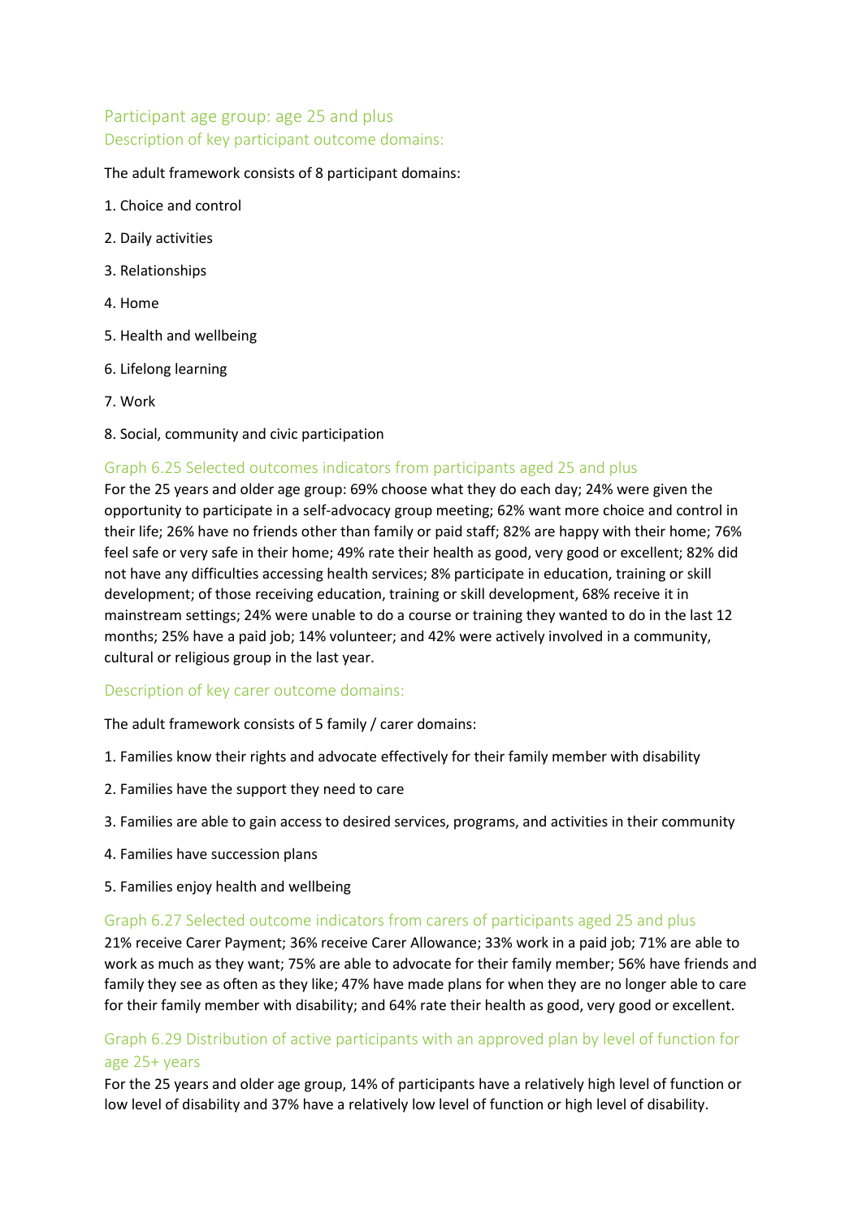## Participant age group: age 25 and plus

### Description of key participant outcome domains:

The adult framework consists of 8 participant domains:

1. Choice and control
2. Daily activities
3. Relationships
4. Home
5. Health and wellbeing
6. Lifelong learning
7. Work
8. Social, community and civic participation

### Graph 6.25 Selected outcomes indicators from participants aged 25 and plus

For the 25 years and older age group: 69% choose what they do each day; 24% were given the opportunity to participate in a self-advocacy group meeting; 62% want more choice and control in their life; 26% have no friends other than family or paid staff; 82% are happy with their home; 76% feel safe or very safe in their home; 49% rate their health as good, very good or excellent; 82% did not have any difficulties accessing health services; 8% participate in education, training or skill development; of those receiving education, training or skill development, 68% receive it in mainstream settings; 24% were unable to do a course or training they wanted to do in the last 12 months; 25% have a paid job; 14% volunteer; and 42% were actively involved in a community, cultural or religious group in the last year.

### Description of key carer outcome domains:

The adult framework consists of 5 family / carer domains:

1. Families know their rights and advocate effectively for their family member with disability
2. Families have the support they need to care
3. Families are able to gain access to desired services, programs, and activities in their community
4. Families have succession plans
5. Families enjoy health and wellbeing

### Graph 6.27 Selected outcome indicators from carers of participants aged 25 and plus

21% receive Carer Payment; 36% receive Carer Allowance; 33% work in a paid job; 71% are able to work as much as they want; 75% are able to advocate for their family member; 56% have friends and family they see as often as they like; 47% have made plans for when they are no longer able to care for their family member with disability; and 64% rate their health as good, very good or excellent.

### Graph 6.29 Distribution of active participants with an approved plan by level of function for age 25+ years

For the 25 years and older age group, 14% of participants have a relatively high level of function or low level of disability and 37% have a relatively low level of function or high level of disability.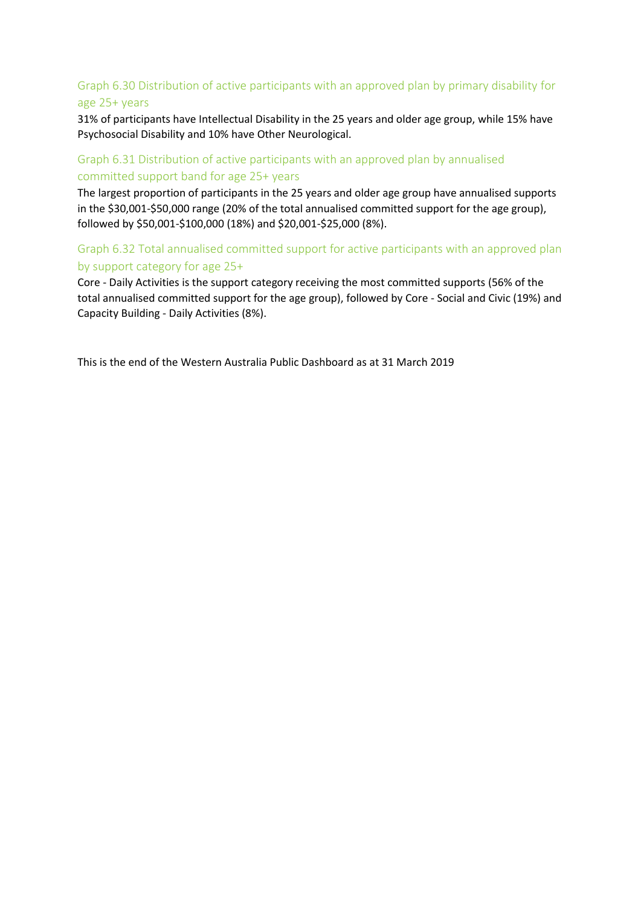### Graph 6.30 Distribution of active participants with an approved plan by primary disability for age 25+ years

31% of participants have Intellectual Disability in the 25 years and older age group, while 15% have Psychosocial Disability and 10% have Other Neurological.

### Graph 6.31 Distribution of active participants with an approved plan by annualised committed support band for age 25+ years

The largest proportion of participants in the 25 years and older age group have annualised supports in the $30,001-$50,000 range (20% of the total annualised committed support for the age group), followed by $50,001-$100,000 (18%) and $20,001-$25,000 (8%).

### Graph 6.32 Total annualised committed support for active participants with an approved plan by support category for age 25+

Core - Daily Activities is the support category receiving the most committed supports (56% of the total annualised committed support for the age group), followed by Core - Social and Civic (19%) and Capacity Building - Daily Activities (8%).

This is the end of the Western Australia Public Dashboard as at 31 March 2019